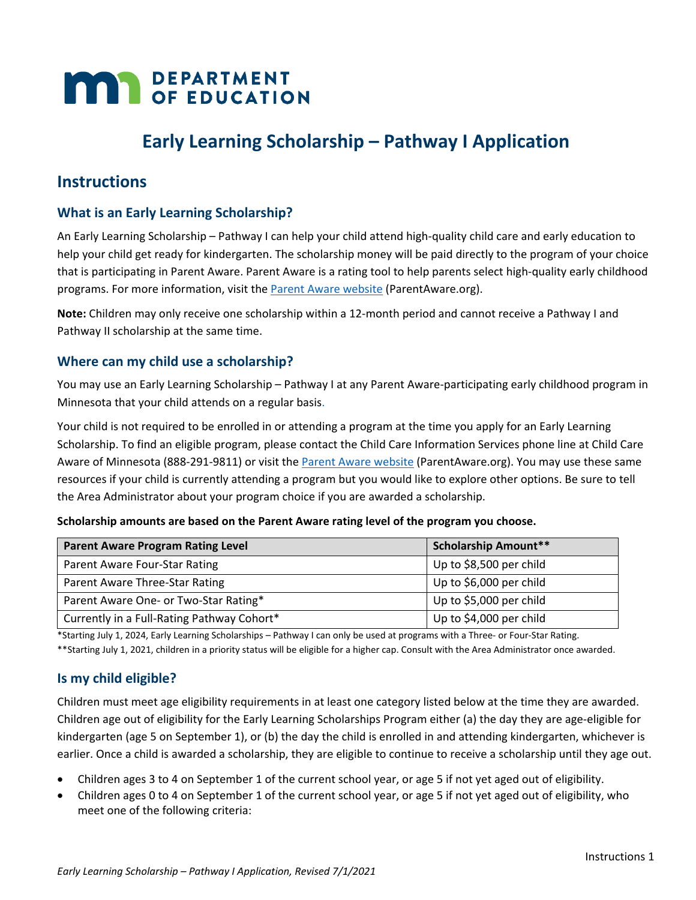# Early Learning Scholarship – Pathway I Application

## Instructions

### What is an Early Learning Scholarship?

An Early Learning Scholarship – Pathway I can help your child attend high-quality child care and early education to help your child get ready for kindergarten. The scholarship money will be paid directly to the program of your choice that is participating in Parent Aware. Parent Aware is a rating tool to help parents select high-quality early childhood programs. For more information, visit the [Parent Aware website](ParentAware.org) (ParentAware.org).

**Note:** Children may only receive one scholarship within a 12-month period and cannot receive a Pathway I and Pathway II scholarship at the same time.

### Where can my child use a scholarship?

You may use an Early Learning Scholarship – Pathway I at any Parent Aware-participating early childhood program in Minnesota that your child attends on a regular basis.

Your child is not required to be enrolled in or attending a program at the time you apply for an Early Learning Scholarship. To find an eligible program, please contact the Child Care Information Services phone line at Child Care Aware of Minnesota (888-291-9811) or visit the [Parent Aware website](ParentAware.org) (ParentAware.org). You may use these same resources if your child is currently attending a program but you would like to explore other options. Be sure to tell the Area Administrator about your program choice if you are awarded a scholarship.

**Scholarship amounts are based on the Parent Aware rating level of the program you choose.**

| Parent Aware Program Rating Level | Scholarship Amount** |
|---|---|
| Parent Aware Four-Star Rating | Up to $8,500 per child |
| Parent Aware Three-Star Rating | Up to $6,000 per child |
| Parent Aware One- or Two-Star Rating* | Up to $5,000 per child |
| Currently in a Full-Rating Pathway Cohort* | Up to $4,000 per child |

*Starting July 1, 2024, Early Learning Scholarships – Pathway I can only be used at programs with a Three- or Four-Star Rating.

**Starting July 1, 2021, children in a priority status will be eligible for a higher cap. Consult with the Area Administrator once awarded.

### Is my child eligible?

Children must meet age eligibility requirements in at least one category listed below at the time they are awarded. Children age out of eligibility for the Early Learning Scholarships Program either (a) the day they are age-eligible for kindergarten (age 5 on September 1), or (b) the day the child is enrolled in and attending kindergarten, whichever is earlier. Once a child is awarded a scholarship, they are eligible to continue to receive a scholarship until they age out.

- Children ages 3 to 4 on September 1 of the current school year, or age 5 if not yet aged out of eligibility.
- Children ages 0 to 4 on September 1 of the current school year, or age 5 if not yet aged out of eligibility, who meet one of the following criteria: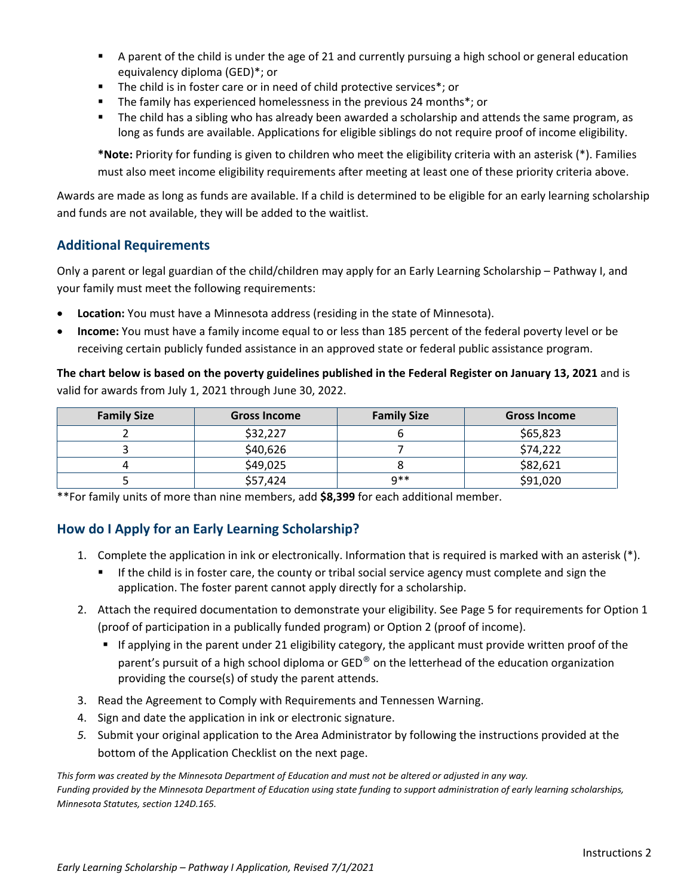- A parent of the child is under the age of 21 and currently pursuing a high school or general education equivalency diploma (GED)*; or
- The child is in foster care or in need of child protective services*; or
- The family has experienced homelessness in the previous 24 months*; or
- The child has a sibling who has already been awarded a scholarship and attends the same program, as long as funds are available. Applications for eligible siblings do not require proof of income eligibility.

**\*Note:** Priority for funding is given to children who meet the eligibility criteria with an asterisk (*). Families must also meet income eligibility requirements after meeting at least one of these priority criteria above.

Awards are made as long as funds are available. If a child is determined to be eligible for an early learning scholarship and funds are not available, they will be added to the waitlist.

## Additional Requirements

Only a parent or legal guardian of the child/children may apply for an Early Learning Scholarship – Pathway I, and your family must meet the following requirements:

- **Location:** You must have a Minnesota address (residing in the state of Minnesota).
- **Income:** You must have a family income equal to or less than 185 percent of the federal poverty level or be receiving certain publicly funded assistance in an approved state or federal public assistance program.

**The chart below is based on the poverty guidelines published in the Federal Register on January 13, 2021** and is valid for awards from July 1, 2021 through June 30, 2022.

| Family Size | Gross Income | Family Size | Gross Income |
|---|---|---|---|
| 2 | $32,227 | 6 | $65,823 |
| 3 | $40,626 | 7 | $74,222 |
| 4 | $49,025 | 8 | $82,621 |
| 5 | $57,424 | 9** | $91,020 |

**For family units of more than nine members, add **$8,399** for each additional member.

## How do I Apply for an Early Learning Scholarship?

1. Complete the application in ink or electronically. Information that is required is marked with an asterisk (*).
   - If the child is in foster care, the county or tribal social service agency must complete and sign the application. The foster parent cannot apply directly for a scholarship.
2. Attach the required documentation to demonstrate your eligibility. See Page 5 for requirements for Option 1 (proof of participation in a publically funded program) or Option 2 (proof of income).
   - If applying in the parent under 21 eligibility category, the applicant must provide written proof of the parent's pursuit of a high school diploma or GED® on the letterhead of the education organization providing the course(s) of study the parent attends.
3. Read the Agreement to Comply with Requirements and Tennessen Warning.
4. Sign and date the application in ink or electronic signature.
5. Submit your original application to the Area Administrator by following the instructions provided at the bottom of the Application Checklist on the next page.

*This form was created by the Minnesota Department of Education and must not be altered or adjusted in any way.*
*Funding provided by the Minnesota Department of Education using state funding to support administration of early learning scholarships, Minnesota Statutes, section 124D.165.*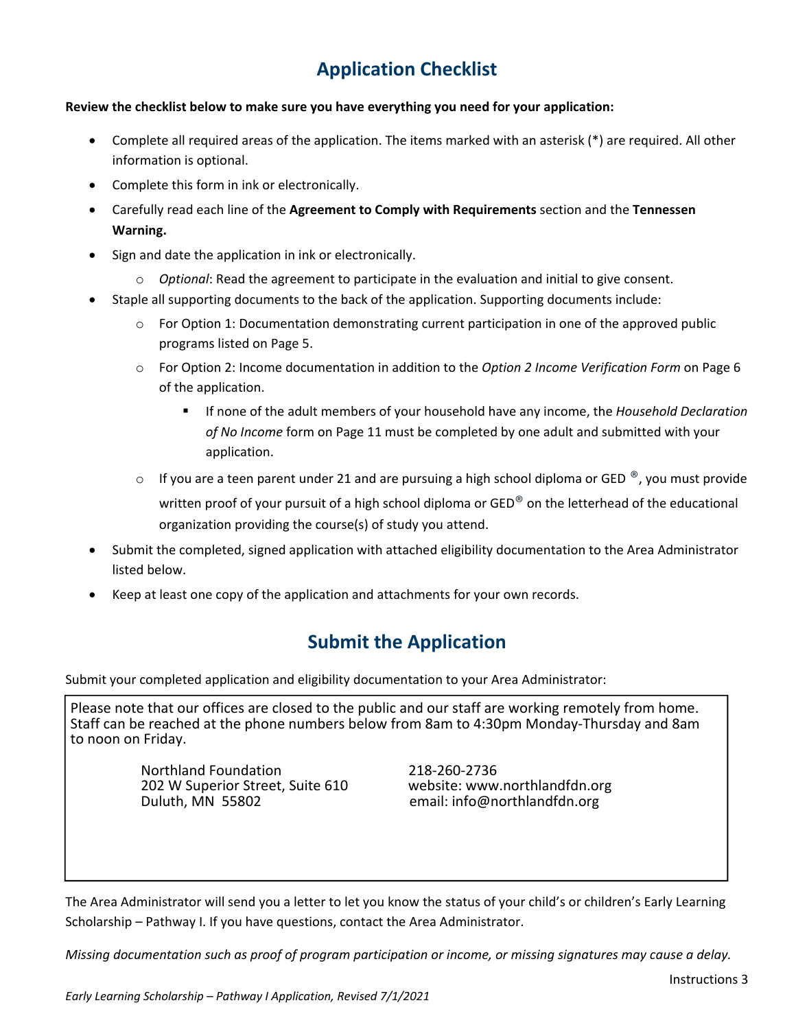## Application Checklist

**Review the checklist below to make sure you have everything you need for your application:**

- Complete all required areas of the application. The items marked with an asterisk (*) are required. All other information is optional.
- Complete this form in ink or electronically.
- Carefully read each line of the **Agreement to Comply with Requirements** section and the **Tennessen Warning.**
- Sign and date the application in ink or electronically.
    - *Optional*: Read the agreement to participate in the evaluation and initial to give consent.
- Staple all supporting documents to the back of the application. Supporting documents include:
    - For Option 1: Documentation demonstrating current participation in one of the approved public programs listed on Page 5.
    - For Option 2: Income documentation in addition to the *Option 2 Income Verification Form* on Page 6 of the application.
        - If none of the adult members of your household have any income, the *Household Declaration of No Income* form on Page 11 must be completed by one adult and submitted with your application.
    - If you are a teen parent under 21 and are pursuing a high school diploma or GED ®, you must provide written proof of your pursuit of a high school diploma or GED® on the letterhead of the educational organization providing the course(s) of study you attend.
- Submit the completed, signed application with attached eligibility documentation to the Area Administrator listed below.
- Keep at least one copy of the application and attachments for your own records.

## Submit the Application

Submit your completed application and eligibility documentation to your Area Administrator:

Please note that our offices are closed to the public and our staff are working remotely from home. Staff can be reached at the phone numbers below from 8am to 4:30pm Monday-Thursday and 8am to noon on Friday.

Northland Foundation
202 W Superior Street, Suite 610
Duluth, MN 55802

218-260-2736
website: www.northlandfdn.org
email: info@northlandfdn.org

The Area Administrator will send you a letter to let you know the status of your child's or children's Early Learning Scholarship – Pathway I. If you have questions, contact the Area Administrator.

*Missing documentation such as proof of program participation or income, or missing signatures may cause a delay.*